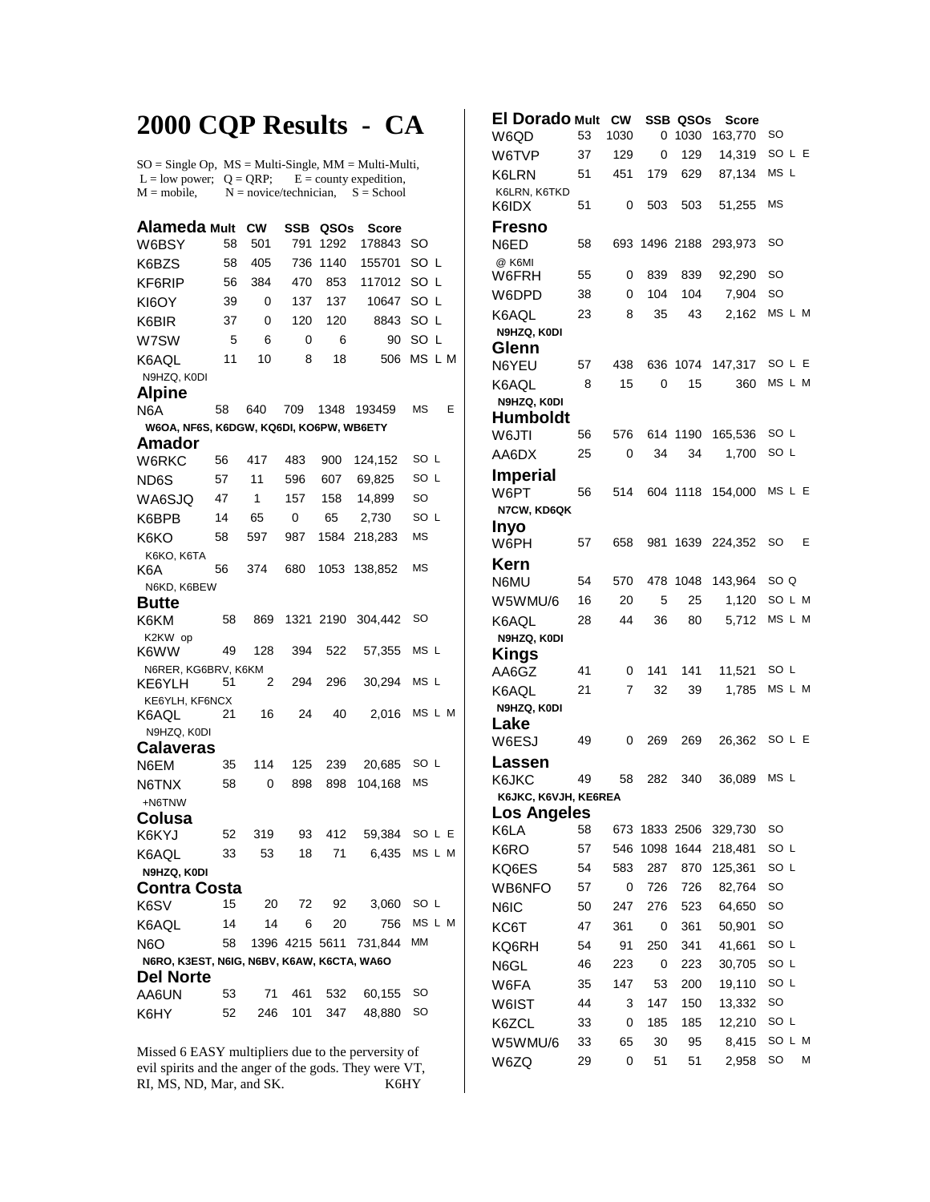# 2000 CQP Results - CA

SO = Single Op, MS = Multi-Single, MM = Multi-Multi,
L = low power; Q = QRP; E = county expedition,
M = mobile, N = novice/technician, S = School

## Alameda

| Call | Mult | CW | SSB | QSOs | Score | Class |
|---|---|---|---|---|---|---|
| W6BSY | 58 | 501 | 791 | 1292 | 178843 | SO |
| K6BZS | 58 | 405 | 736 | 1140 | 155701 | SO L |
| KF6RIP | 56 | 384 | 470 | 853 | 117012 | SO L |
| KI6OY | 39 | 0 | 137 | 137 | 10647 | SO L |
| K6BIR | 37 | 0 | 120 | 120 | 8843 | SO L |
| W7SW | 5 | 6 | 0 | 6 | 90 | SO L |
| K6AQL | 11 | 10 | 8 | 18 | 506 | MS L M |

N9HZQ, K0DI

## Alpine

| Call | Mult | CW | SSB | QSOs | Score | Class |
|---|---|---|---|---|---|---|
| N6A | 58 | 640 | 709 | 1348 | 193459 | MS E |

W6OA, NF6S, K6DGW, KQ6DI, KO6PW, WB6ETY

## Amador

| Call | Mult | CW | SSB | QSOs | Score | Class |
|---|---|---|---|---|---|---|
| W6RKC | 56 | 417 | 483 | 900 | 124,152 | SO L |
| ND6S | 57 | 11 | 596 | 607 | 69,825 | SO L |
| WA6SJQ | 47 | 1 | 157 | 158 | 14,899 | SO |
| K6BPB | 14 | 65 | 0 | 65 | 2,730 | SO L |
| K6KO | 58 | 597 | 987 | 1584 | 218,283 | MS |
| K6A | 56 | 374 | 680 | 1053 | 138,852 | MS |

K6KO: K6KO, K6TA
K6A: N6KD, K6BEW

## Butte

| Call | Mult | CW | SSB | QSOs | Score | Class |
|---|---|---|---|---|---|---|
| K6KM | 58 | 869 | 1321 | 2190 | 304,442 | SO |
| K6WW | 49 | 128 | 394 | 522 | 57,355 | MS L |
| KE6YLH | 51 | 2 | 294 | 296 | 30,294 | MS L |
| K6AQL | 21 | 16 | 24 | 40 | 2,016 | MS L M |

K6KM: K2KW op
K6WW: N6RER, KG6BRV, K6KM
KE6YLH: KE6YLH, KF6NCX
K6AQL: N9HZQ, K0DI

## Calaveras

| Call | Mult | CW | SSB | QSOs | Score | Class |
|---|---|---|---|---|---|---|
| N6EM | 35 | 114 | 125 | 239 | 20,685 | SO L |
| N6TNX | 58 | 0 | 898 | 898 | 104,168 | MS |

N6TNX: +N6TNW

## Colusa

| Call | Mult | CW | SSB | QSOs | Score | Class |
|---|---|---|---|---|---|---|
| K6KYJ | 52 | 319 | 93 | 412 | 59,384 | SO L E |
| K6AQL | 33 | 53 | 18 | 71 | 6,435 | MS L M |

N9HZQ, K0DI

## Contra Costa

| Call | Mult | CW | SSB | QSOs | Score | Class |
|---|---|---|---|---|---|---|
| K6SV | 15 | 20 | 72 | 92 | 3,060 | SO L |
| K6AQL | 14 | 14 | 6 | 20 | 756 | MS L M |
| N6O | 58 | 1396 | 4215 | 5611 | 731,844 | MM |

N6O: N6RO, K3EST, N6IG, N6BV, K6AW, K6CTA, WA6O

## Del Norte

| Call | Mult | CW | SSB | QSOs | Score | Class |
|---|---|---|---|---|---|---|
| AA6UN | 53 | 71 | 461 | 532 | 60,155 | SO |
| K6HY | 52 | 246 | 101 | 347 | 48,880 | SO |

Missed 6 EASY multipliers due to the perversity of evil spirits and the anger of the gods. They were VT, RI, MS, ND, Mar, and SK. K6HY

## El Dorado

| Call | Mult | CW | SSB | QSOs | Score | Class |
|---|---|---|---|---|---|---|
| W6QD | 53 | 1030 | 0 | 1030 | 163,770 | SO |
| W6TVP | 37 | 129 | 0 | 129 | 14,319 | SO L E |
| K6LRN | 51 | 451 | 179 | 629 | 87,134 | MS L |
| K6IDX | 51 | 0 | 503 | 503 | 51,255 | MS |

K6LRN: K6LRN, K6TKD

## Fresno

| Call | Mult | CW | SSB | QSOs | Score | Class |
|---|---|---|---|---|---|---|
| N6ED | 58 | 693 | 1496 | 2188 | 293,973 | SO |
| W6FRH | 55 | 0 | 839 | 839 | 92,290 | SO |
| W6DPD | 38 | 0 | 104 | 104 | 7,904 | SO |
| K6AQL | 23 | 8 | 35 | 43 | 2,162 | MS L M |

N6ED: @ K6MI
K6AQL: N9HZQ, K0DI

## Glenn

| Call | Mult | CW | SSB | QSOs | Score | Class |
|---|---|---|---|---|---|---|
| N6YEU | 57 | 438 | 636 | 1074 | 147,317 | SO L E |
| K6AQL | 8 | 15 | 0 | 15 | 360 | MS L M |

N9HZQ, K0DI

## Humboldt

| Call | Mult | CW | SSB | QSOs | Score | Class |
|---|---|---|---|---|---|---|
| W6JTI | 56 | 576 | 614 | 1190 | 165,536 | SO L |
| AA6DX | 25 | 0 | 34 | 34 | 1,700 | SO L |

## Imperial

| Call | Mult | CW | SSB | QSOs | Score | Class |
|---|---|---|---|---|---|---|
| W6PT | 56 | 514 | 604 | 1118 | 154,000 | MS L E |

N7CW, KD6QK

## Inyo

| Call | Mult | CW | SSB | QSOs | Score | Class |
|---|---|---|---|---|---|---|
| W6PH | 57 | 658 | 981 | 1639 | 224,352 | SO E |

## Kern

| Call | Mult | CW | SSB | QSOs | Score | Class |
|---|---|---|---|---|---|---|
| N6MU | 54 | 570 | 478 | 1048 | 143,964 | SO Q |
| W5WMU/6 | 16 | 20 | 5 | 25 | 1,120 | SO L M |
| K6AQL | 28 | 44 | 36 | 80 | 5,712 | MS L M |

N9HZQ, K0DI

## Kings

| Call | Mult | CW | SSB | QSOs | Score | Class |
|---|---|---|---|---|---|---|
| AA6GZ | 41 | 0 | 141 | 141 | 11,521 | SO L |
| K6AQL | 21 | 7 | 32 | 39 | 1,785 | MS L M |

N9HZQ, K0DI

## Lake

| Call | Mult | CW | SSB | QSOs | Score | Class |
|---|---|---|---|---|---|---|
| W6ESJ | 49 | 0 | 269 | 269 | 26,362 | SO L E |

## Lassen

| Call | Mult | CW | SSB | QSOs | Score | Class |
|---|---|---|---|---|---|---|
| K6JKC | 49 | 58 | 282 | 340 | 36,089 | MS L |

K6JKC, K6VJH, KE6REA

## Los Angeles

| Call | Mult | CW | SSB | QSOs | Score | Class |
|---|---|---|---|---|---|---|
| K6LA | 58 | 673 | 1833 | 2506 | 329,730 | SO |
| K6RO | 57 | 546 | 1098 | 1644 | 218,481 | SO L |
| KQ6ES | 54 | 583 | 287 | 870 | 125,361 | SO L |
| WB6NFO | 57 | 0 | 726 | 726 | 82,764 | SO |
| N6IC | 50 | 247 | 276 | 523 | 64,650 | SO |
| KC6T | 47 | 361 | 0 | 361 | 50,901 | SO |
| KQ6RH | 54 | 91 | 250 | 341 | 41,661 | SO L |
| N6GL | 46 | 223 | 0 | 223 | 30,705 | SO L |
| W6FA | 35 | 147 | 53 | 200 | 19,110 | SO L |
| W6IST | 44 | 3 | 147 | 150 | 13,332 | SO |
| K6ZCL | 33 | 0 | 185 | 185 | 12,210 | SO L |
| W5WMU/6 | 33 | 65 | 30 | 95 | 8,415 | SO L M |
| W6ZQ | 29 | 0 | 51 | 51 | 2,958 | SO M |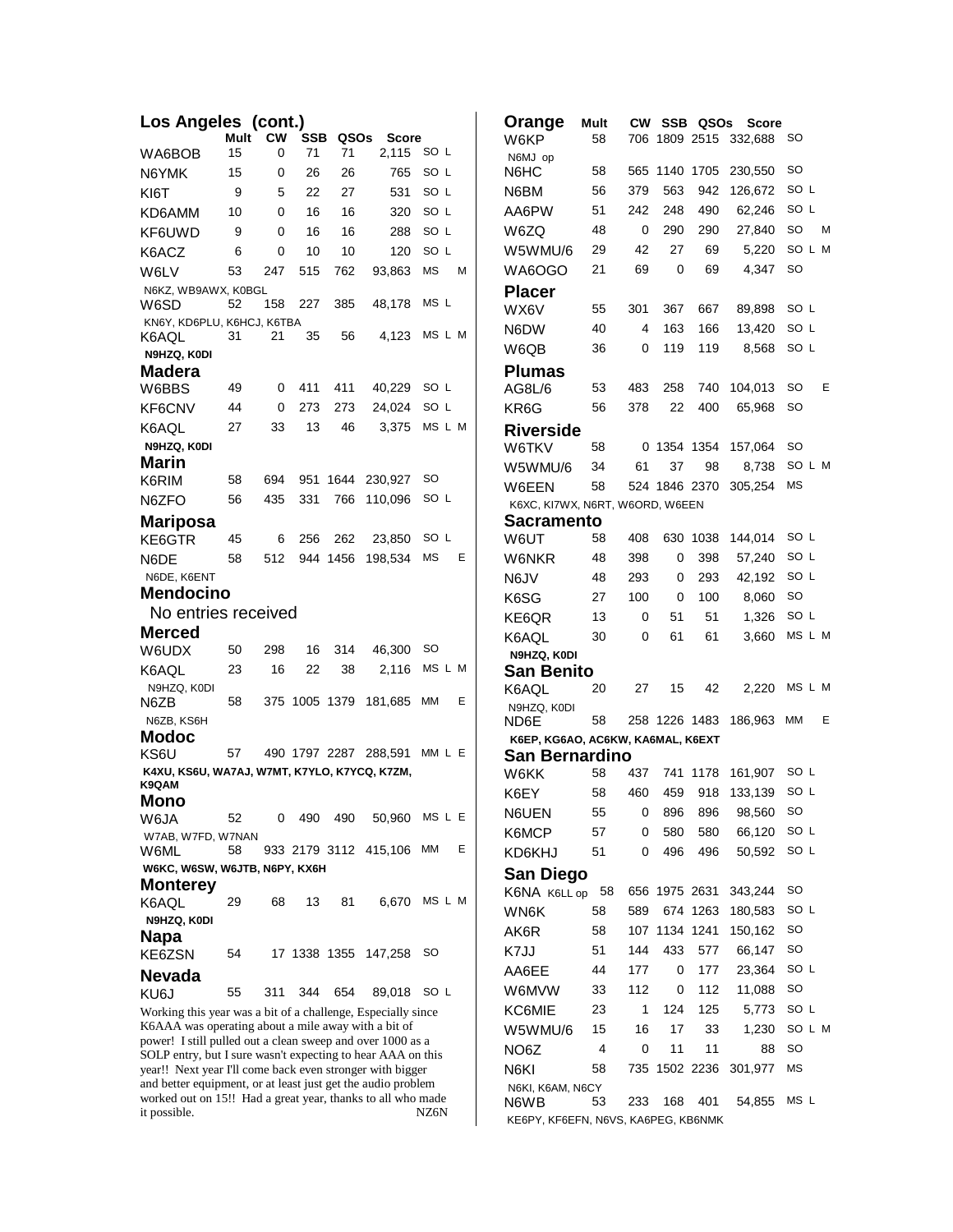## Los Angeles (cont.)

| Call | Mult | CW | SSB | QSOs | Score | Class |
|---|---|---|---|---|---|---|
| WA6BOB | 15 | 0 | 71 | 71 | 2,115 | SO L |
| N6YMK | 15 | 0 | 26 | 26 | 765 | SO L |
| KI6T | 9 | 5 | 22 | 27 | 531 | SO L |
| KD6AMM | 10 | 0 | 16 | 16 | 320 | SO L |
| KF6UWD | 9 | 0 | 16 | 16 | 288 | SO L |
| K6ACZ | 6 | 0 | 10 | 10 | 120 | SO L |
| W6LV | 53 | 247 | 515 | 762 | 93,863 | MS M |

N6KZ, WB9AWX, K0BGL

| Call | Mult | CW | SSB | QSOs | Score | Class |
|---|---|---|---|---|---|---|
| W6SD | 52 | 158 | 227 | 385 | 48,178 | MS L |

KN6Y, KD6PLU, K6HCJ, K6TBA

| Call | Mult | CW | SSB | QSOs | Score | Class |
|---|---|---|---|---|---|---|
| K6AQL | 31 | 21 | 35 | 56 | 4,123 | MS L M |

**N9HZQ, K0DI**

## Madera

| Call | Mult | CW | SSB | QSOs | Score | Class |
|---|---|---|---|---|---|---|
| W6BBS | 49 | 0 | 411 | 411 | 40,229 | SO L |
| KF6CNV | 44 | 0 | 273 | 273 | 24,024 | SO L |
| K6AQL | 27 | 33 | 13 | 46 | 3,375 | MS L M |

**N9HZQ, K0DI**

## Marin

| Call | Mult | CW | SSB | QSOs | Score | Class |
|---|---|---|---|---|---|---|
| K6RIM | 58 | 694 | 951 | 1644 | 230,927 | SO |
| N6ZFO | 56 | 435 | 331 | 766 | 110,096 | SO L |

## Mariposa

| Call | Mult | CW | SSB | QSOs | Score | Class |
|---|---|---|---|---|---|---|
| KE6GTR | 45 | 6 | 256 | 262 | 23,850 | SO L |
| N6DE | 58 | 512 | 944 | 1456 | 198,534 | MS E |

N6DE, K6ENT

## Mendocino

No entries received

## Merced

| Call | Mult | CW | SSB | QSOs | Score | Class |
|---|---|---|---|---|---|---|
| W6UDX | 50 | 298 | 16 | 314 | 46,300 | SO |
| K6AQL | 23 | 16 | 22 | 38 | 2,116 | MS L M |

N9HZQ, K0DI

| Call | Mult | CW | SSB | QSOs | Score | Class |
|---|---|---|---|---|---|---|
| N6ZB | 58 | 375 | 1005 | 1379 | 181,685 | MM E |

N6ZB, KS6H

## Modoc

| Call | Mult | CW | SSB | QSOs | Score | Class |
|---|---|---|---|---|---|---|
| KS6U | 57 | 490 | 1797 | 2287 | 288,591 | MM L E |

**K4XU, KS6U, WA7AJ, W7MT, K7YLO, K7YCQ, K7ZM, K9QAM**

## Mono

| Call | Mult | CW | SSB | QSOs | Score | Class |
|---|---|---|---|---|---|---|
| W6JA | 52 | 0 | 490 | 490 | 50,960 | MS L E |

W7AB, W7FD, W7NAN

| Call | Mult | CW | SSB | QSOs | Score | Class |
|---|---|---|---|---|---|---|
| W6ML | 58 | 933 | 2179 | 3112 | 415,106 | MM E |

**W6KC, W6SW, W6JTB, N6PY, KX6H**

## Monterey

| Call | Mult | CW | SSB | QSOs | Score | Class |
|---|---|---|---|---|---|---|
| K6AQL | 29 | 68 | 13 | 81 | 6,670 | MS L M |

**N9HZQ, K0DI**

## Napa

| Call | Mult | CW | SSB | QSOs | Score | Class |
|---|---|---|---|---|---|---|
| KE6ZSN | 54 | 17 | 1338 | 1355 | 147,258 | SO |

## Nevada

| Call | Mult | CW | SSB | QSOs | Score | Class |
|---|---|---|---|---|---|---|
| KU6J | 55 | 311 | 344 | 654 | 89,018 | SO L |

Working this year was a bit of a challenge, Especially since K6AAA was operating about a mile away with a bit of power! I still pulled out a clean sweep and over 1000 as a SOLP entry, but I sure wasn't expecting to hear AAA on this year!! Next year I'll come back even stronger with bigger and better equipment, or at least just get the audio problem worked out on 15!! Had a great year, thanks to all who made it possible. NZ6N

## Orange

| Call | Mult | CW | SSB | QSOs | Score | Class |
|---|---|---|---|---|---|---|
| W6KP | 58 | 706 | 1809 | 2515 | 332,688 | SO |

N6MJ op

| Call | Mult | CW | SSB | QSOs | Score | Class |
|---|---|---|---|---|---|---|
| N6HC | 58 | 565 | 1140 | 1705 | 230,550 | SO |
| N6BM | 56 | 379 | 563 | 942 | 126,672 | SO L |
| AA6PW | 51 | 242 | 248 | 490 | 62,246 | SO L |
| W6ZQ | 48 | 0 | 290 | 290 | 27,840 | SO M |
| W5WMU/6 | 29 | 42 | 27 | 69 | 5,220 | SO L M |
| WA6OGO | 21 | 69 | 0 | 69 | 4,347 | SO |

## Placer

| Call | Mult | CW | SSB | QSOs | Score | Class |
|---|---|---|---|---|---|---|
| WX6V | 55 | 301 | 367 | 667 | 89,898 | SO L |
| N6DW | 40 | 4 | 163 | 166 | 13,420 | SO L |
| W6QB | 36 | 0 | 119 | 119 | 8,568 | SO L |

## Plumas

| Call | Mult | CW | SSB | QSOs | Score | Class |
|---|---|---|---|---|---|---|
| AG8L/6 | 53 | 483 | 258 | 740 | 104,013 | SO E |
| KR6G | 56 | 378 | 22 | 400 | 65,968 | SO |

## Riverside

| Call | Mult | CW | SSB | QSOs | Score | Class |
|---|---|---|---|---|---|---|
| W6TKV | 58 | 0 | 1354 | 1354 | 157,064 | SO |
| W5WMU/6 | 34 | 61 | 37 | 98 | 8,738 | SO L M |
| W6EEN | 58 | 524 | 1846 | 2370 | 305,254 | MS |

K6XC, KI7WX, N6RT, W6ORD, W6EEN

## Sacramento

| Call | Mult | CW | SSB | QSOs | Score | Class |
|---|---|---|---|---|---|---|
| W6UT | 58 | 408 | 630 | 1038 | 144,014 | SO L |
| W6NKR | 48 | 398 | 0 | 398 | 57,240 | SO L |
| N6JV | 48 | 293 | 0 | 293 | 42,192 | SO L |
| K6SG | 27 | 100 | 0 | 100 | 8,060 | SO |
| KE6QR | 13 | 0 | 51 | 51 | 1,326 | SO L |
| K6AQL | 30 | 0 | 61 | 61 | 3,660 | MS L M |

**N9HZQ, K0DI**

## San Benito

| Call | Mult | CW | SSB | QSOs | Score | Class |
|---|---|---|---|---|---|---|
| K6AQL | 20 | 27 | 15 | 42 | 2,220 | MS L M |

N9HZQ, K0DI

| Call | Mult | CW | SSB | QSOs | Score | Class |
|---|---|---|---|---|---|---|
| ND6E | 58 | 258 | 1226 | 1483 | 186,963 | MM E |

**K6EP, KG6AO, AC6KW, KA6MAL, K6EXT**

## San Bernardino

| Call | Mult | CW | SSB | QSOs | Score | Class |
|---|---|---|---|---|---|---|
| W6KK | 58 | 437 | 741 | 1178 | 161,907 | SO L |
| K6EY | 58 | 460 | 459 | 918 | 133,139 | SO L |
| N6UEN | 55 | 0 | 896 | 896 | 98,560 | SO |
| K6MCP | 57 | 0 | 580 | 580 | 66,120 | SO L |
| KD6KHJ | 51 | 0 | 496 | 496 | 50,592 | SO L |

## San Diego

| Call | Mult | CW | SSB | QSOs | Score | Class |
|---|---|---|---|---|---|---|
| K6NA K6LL op | 58 | 656 | 1975 | 2631 | 343,244 | SO |
| WN6K | 58 | 589 | 674 | 1263 | 180,583 | SO L |
| AK6R | 58 | 107 | 1134 | 1241 | 150,162 | SO |
| K7JJ | 51 | 144 | 433 | 577 | 66,147 | SO |
| AA6EE | 44 | 177 | 0 | 177 | 23,364 | SO L |
| W6MVW | 33 | 112 | 0 | 112 | 11,088 | SO |
| KC6MIE | 23 | 1 | 124 | 125 | 5,773 | SO L |
| W5WMU/6 | 15 | 16 | 17 | 33 | 1,230 | SO L M |
| NO6Z | 4 | 0 | 11 | 11 | 88 | SO |
| N6KI | 58 | 735 | 1502 | 2236 | 301,977 | MS |

N6KI, K6AM, N6CY

| Call | Mult | CW | SSB | QSOs | Score | Class |
|---|---|---|---|---|---|---|
| N6WB | 53 | 233 | 168 | 401 | 54,855 | MS L |

KE6PY, KF6EFN, N6VS, KA6PEG, KB6NMK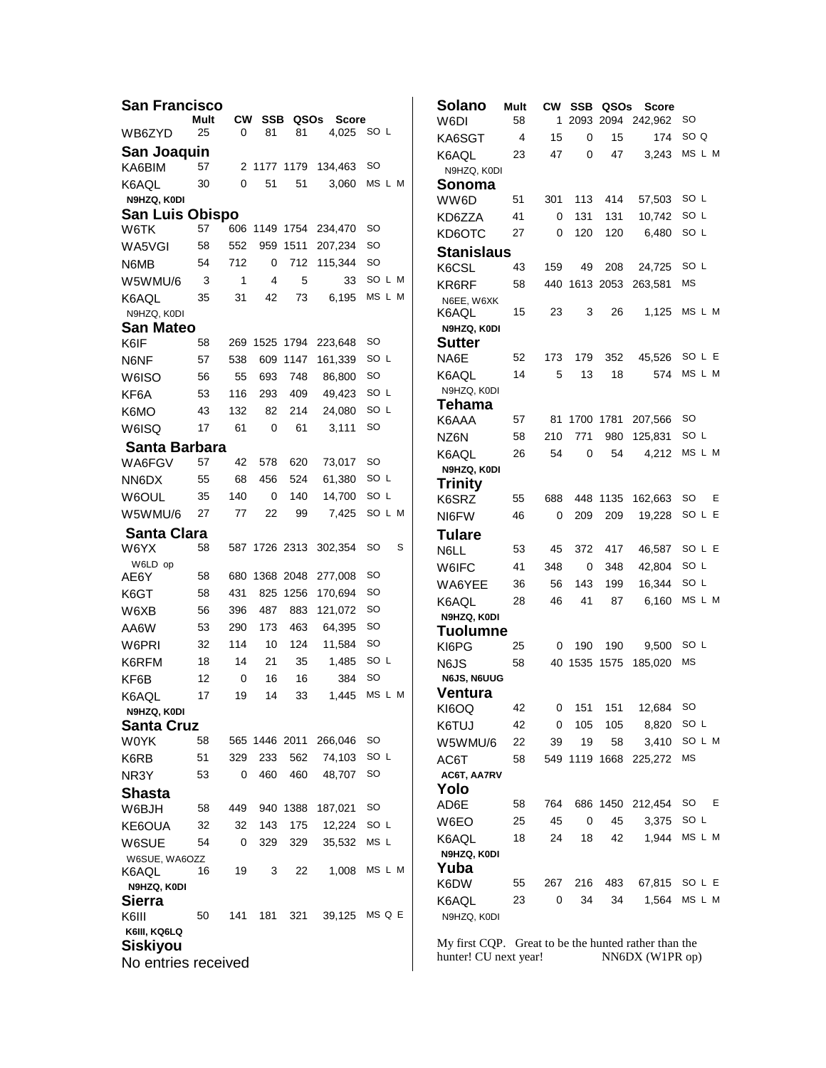## San Francisco

| | Mult | CW | SSB | QSOs | Score | |
|---|---|---|---|---|---|---|
| WB6ZYD | 25 | 0 | 81 | 81 | 4,025 | SO L |

## San Joaquin

| | Mult | CW | SSB | QSOs | Score | |
|---|---|---|---|---|---|---|
| KA6BIM | 57 | 2 | 1177 | 1179 | 134,463 | SO |
| K6AQL | 30 | 0 | 51 | 51 | 3,060 | MS L M |
| N9HZQ, K0DI | | | | | | |

## San Luis Obispo

| | Mult | CW | SSB | QSOs | Score | |
|---|---|---|---|---|---|---|
| W6TK | 57 | 606 | 1149 | 1754 | 234,470 | SO |
| WA5VGI | 58 | 552 | 959 | 1511 | 207,234 | SO |
| N6MB | 54 | 712 | 0 | 712 | 115,344 | SO |
| W5WMU/6 | 3 | 1 | 4 | 5 | 33 | SO L M |
| K6AQL | 35 | 31 | 42 | 73 | 6,195 | MS L M |
| N9HZQ, K0DI | | | | | | |

## San Mateo

| | Mult | CW | SSB | QSOs | Score | |
|---|---|---|---|---|---|---|
| K6IF | 58 | 269 | 1525 | 1794 | 223,648 | SO |
| N6NF | 57 | 538 | 609 | 1147 | 161,339 | SO L |
| W6ISO | 56 | 55 | 693 | 748 | 86,800 | SO |
| KF6A | 53 | 116 | 293 | 409 | 49,423 | SO L |
| K6MO | 43 | 132 | 82 | 214 | 24,080 | SO L |
| W6ISQ | 17 | 61 | 0 | 61 | 3,111 | SO |

## Santa Barbara

| | Mult | CW | SSB | QSOs | Score | |
|---|---|---|---|---|---|---|
| WA6FGV | 57 | 42 | 578 | 620 | 73,017 | SO |
| NN6DX | 55 | 68 | 456 | 524 | 61,380 | SO L |
| W6OUL | 35 | 140 | 0 | 140 | 14,700 | SO L |
| W5WMU/6 | 27 | 77 | 22 | 99 | 7,425 | SO L M |

## Santa Clara

| | Mult | CW | SSB | QSOs | Score | |
|---|---|---|---|---|---|---|
| W6YX | 58 | 587 | 1726 | 2313 | 302,354 | SO S |
| W6LD op | | | | | | |
| AE6Y | 58 | 680 | 1368 | 2048 | 277,008 | SO |
| K6GT | 58 | 431 | 825 | 1256 | 170,694 | SO |
| W6XB | 56 | 396 | 487 | 883 | 121,072 | SO |
| AA6W | 53 | 290 | 173 | 463 | 64,395 | SO |
| W6PRI | 32 | 114 | 10 | 124 | 11,584 | SO |
| K6RFM | 18 | 14 | 21 | 35 | 1,485 | SO L |
| KF6B | 12 | 0 | 16 | 16 | 384 | SO |
| K6AQL | 17 | 19 | 14 | 33 | 1,445 | MS L M |
| N9HZQ, K0DI | | | | | | |

## Santa Cruz

| | Mult | CW | SSB | QSOs | Score | |
|---|---|---|---|---|---|---|
| W0YK | 58 | 565 | 1446 | 2011 | 266,046 | SO |
| K6RB | 51 | 329 | 233 | 562 | 74,103 | SO L |
| NR3Y | 53 | 0 | 460 | 460 | 48,707 | SO |

## Shasta

| | Mult | CW | SSB | QSOs | Score | |
|---|---|---|---|---|---|---|
| W6BJH | 58 | 449 | 940 | 1388 | 187,021 | SO |
| KE6OUA | 32 | 32 | 143 | 175 | 12,224 | SO L |
| W6SUE | 54 | 0 | 329 | 329 | 35,532 | MS L |
| W6SUE, WA6OZZ | | | | | | |
| K6AQL | 16 | 19 | 3 | 22 | 1,008 | MS L M |
| N9HZQ, K0DI | | | | | | |

## Sierra

| | Mult | CW | SSB | QSOs | Score | |
|---|---|---|---|---|---|---|
| K6III | 50 | 141 | 181 | 321 | 39,125 | MS Q E |
| K6III, KQ6LQ | | | | | | |

## Siskiyou

No entries received

## Solano

| | Mult | CW | SSB | QSOs | Score | |
|---|---|---|---|---|---|---|
| W6DI | 58 | 1 | 2093 | 2094 | 242,962 | SO |
| KA6SGT | 4 | 15 | 0 | 15 | 174 | SO Q |
| K6AQL | 23 | 47 | 0 | 47 | 3,243 | MS L M |
| N9HZQ, K0DI | | | | | | |

## Sonoma

| | Mult | CW | SSB | QSOs | Score | |
|---|---|---|---|---|---|---|
| WW6D | 51 | 301 | 113 | 414 | 57,503 | SO L |
| KD6ZZA | 41 | 0 | 131 | 131 | 10,742 | SO L |
| KD6OTC | 27 | 0 | 120 | 120 | 6,480 | SO L |

## Stanislaus

| | Mult | CW | SSB | QSOs | Score | |
|---|---|---|---|---|---|---|
| K6CSL | 43 | 159 | 49 | 208 | 24,725 | SO L |
| KR6RF | 58 | 440 | 1613 | 2053 | 263,581 | MS |
| N6EE, W6XK | | | | | | |
| K6AQL | 15 | 23 | 3 | 26 | 1,125 | MS L M |
| N9HZQ, K0DI | | | | | | |

## Sutter

| | Mult | CW | SSB | QSOs | Score | |
|---|---|---|---|---|---|---|
| NA6E | 52 | 173 | 179 | 352 | 45,526 | SO L E |
| K6AQL | 14 | 5 | 13 | 18 | 574 | MS L M |
| N9HZQ, K0DI | | | | | | |

## Tehama

| | Mult | CW | SSB | QSOs | Score | |
|---|---|---|---|---|---|---|
| K6AAA | 57 | 81 | 1700 | 1781 | 207,566 | SO |
| NZ6N | 58 | 210 | 771 | 980 | 125,831 | SO L |
| K6AQL | 26 | 54 | 0 | 54 | 4,212 | MS L M |
| N9HZQ, K0DI | | | | | | |

## Trinity

| | Mult | CW | SSB | QSOs | Score | |
|---|---|---|---|---|---|---|
| K6SRZ | 55 | 688 | 448 | 1135 | 162,663 | SO E |
| NI6FW | 46 | 0 | 209 | 209 | 19,228 | SO L E |

## Tulare

| | Mult | CW | SSB | QSOs | Score | |
|---|---|---|---|---|---|---|
| N6LL | 53 | 45 | 372 | 417 | 46,587 | SO L E |
| W6IFC | 41 | 348 | 0 | 348 | 42,804 | SO L |
| WA6YEE | 36 | 56 | 143 | 199 | 16,344 | SO L |
| K6AQL | 28 | 46 | 41 | 87 | 6,160 | MS L M |
| N9HZQ, K0DI | | | | | | |

## Tuolumne

| | Mult | CW | SSB | QSOs | Score | |
|---|---|---|---|---|---|---|
| KI6PG | 25 | 0 | 190 | 190 | 9,500 | SO L |
| N6JS | 58 | 40 | 1535 | 1575 | 185,020 | MS |
| N6JS, N6UUG | | | | | | |

## Ventura

| | Mult | CW | SSB | QSOs | Score | |
|---|---|---|---|---|---|---|
| KI6OQ | 42 | 0 | 151 | 151 | 12,684 | SO |
| K6TUJ | 42 | 0 | 105 | 105 | 8,820 | SO L |
| W5WMU/6 | 22 | 39 | 19 | 58 | 3,410 | SO L M |
| AC6T | 58 | 549 | 1119 | 1668 | 225,272 | MS |
| AC6T, AA7RV | | | | | | |

## Yolo

| | Mult | CW | SSB | QSOs | Score | |
|---|---|---|---|---|---|---|
| AD6E | 58 | 764 | 686 | 1450 | 212,454 | SO E |
| W6EO | 25 | 45 | 0 | 45 | 3,375 | SO L |
| K6AQL | 18 | 24 | 18 | 42 | 1,944 | MS L M |
| N9HZQ, K0DI | | | | | | |

## Yuba

| | Mult | CW | SSB | QSOs | Score | |
|---|---|---|---|---|---|---|
| K6DW | 55 | 267 | 216 | 483 | 67,815 | SO L E |
| K6AQL | 23 | 0 | 34 | 34 | 1,564 | MS L M |
| N9HZQ, K0DI | | | | | | |

My first CQP. Great to be the hunted rather than the hunter! CU next year! NN6DX (W1PR op)